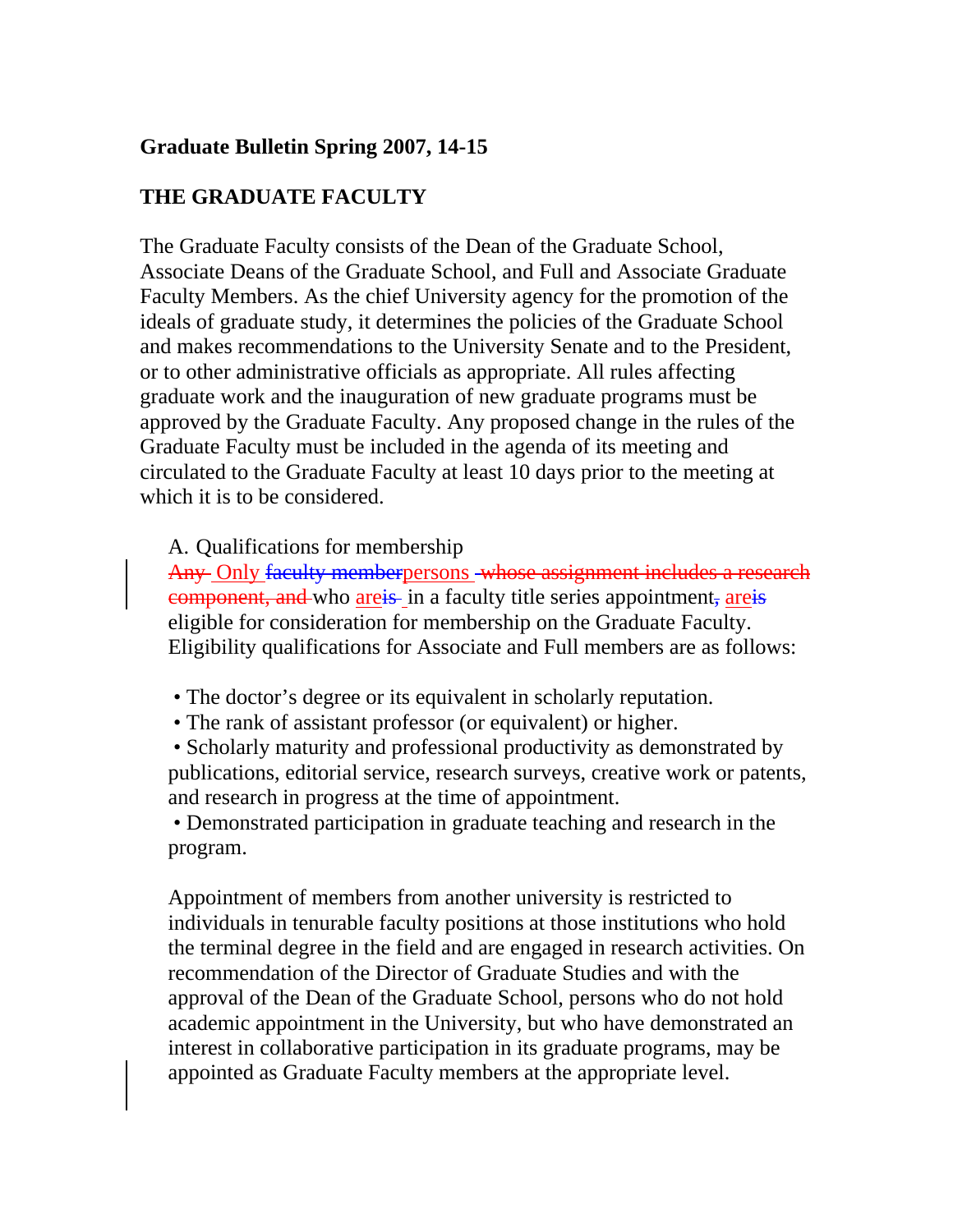**Graduate Bulletin Spring 2007, 14-15**

# THE GRADUATE FACULTY

The Graduate Faculty consists of the Dean of the Graduate School, Associate Deans of the Graduate School, and Full and Associate Graduate Faculty Members. As the chief University agency for the promotion of the ideals of graduate study, it determines the policies of the Graduate School and makes recommendations to the University Senate and to the President, or to other administrative officials as appropriate. All rules affecting graduate work and the inauguration of new graduate programs must be approved by the Graduate Faculty. Any proposed change in the rules of the Graduate Faculty must be included in the agenda of its meeting and circulated to the Graduate Faculty at least 10 days prior to the meeting at which it is to be considered.

A. Qualifications for membership

~~Any~~ Only ~~faculty member~~persons ~~whose assignment includes a research component, and~~ who are~~is~~ in a faculty title series appointment~~,~~ are~~is~~ eligible for consideration for membership on the Graduate Faculty. Eligibility qualifications for Associate and Full members are as follows:

- The doctor's degree or its equivalent in scholarly reputation.
- The rank of assistant professor (or equivalent) or higher.
- Scholarly maturity and professional productivity as demonstrated by publications, editorial service, research surveys, creative work or patents, and research in progress at the time of appointment.
- Demonstrated participation in graduate teaching and research in the program.

Appointment of members from another university is restricted to individuals in tenurable faculty positions at those institutions who hold the terminal degree in the field and are engaged in research activities. On recommendation of the Director of Graduate Studies and with the approval of the Dean of the Graduate School, persons who do not hold academic appointment in the University, but who have demonstrated an interest in collaborative participation in its graduate programs, may be appointed as Graduate Faculty members at the appropriate level.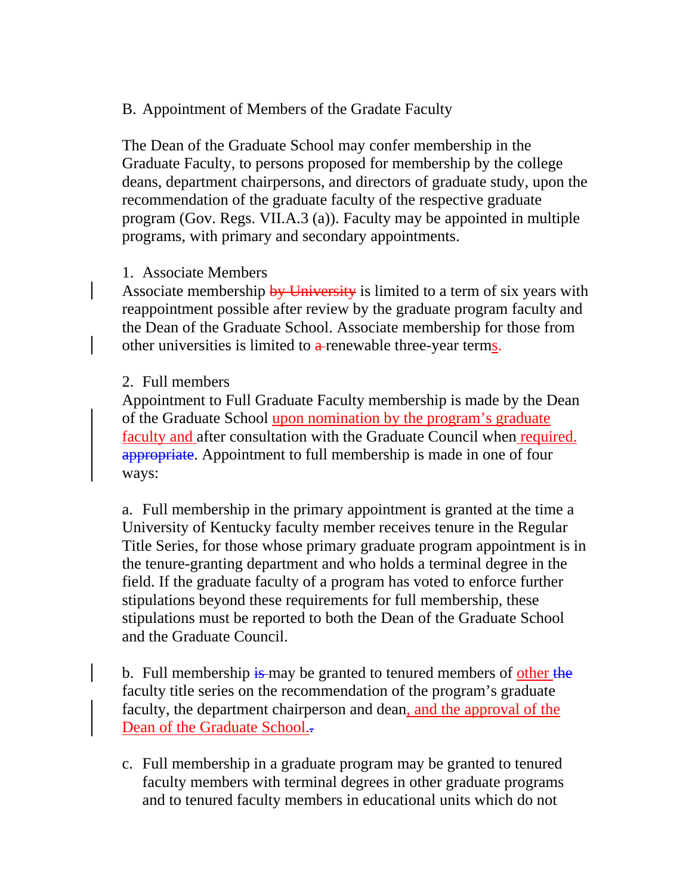B. Appointment of Members of the Gradate Faculty

The Dean of the Graduate School may confer membership in the Graduate Faculty, to persons proposed for membership by the college deans, department chairpersons, and directors of graduate study, upon the recommendation of the graduate faculty of the respective graduate program (Gov. Regs. VII.A.3 (a)). Faculty may be appointed in multiple programs, with primary and secondary appointments.

1. Associate Members

Associate membership ~~by University~~ is limited to a term of six years with reappointment possible after review by the graduate program faculty and the Dean of the Graduate School. Associate membership for those from other universities is limited to ~~a~~ renewable three-year terms.

2. Full members

Appointment to Full Graduate Faculty membership is made by the Dean of the Graduate School upon nomination by the program's graduate faculty and after consultation with the Graduate Council when required. ~~appropriate~~. Appointment to full membership is made in one of four ways:

a. Full membership in the primary appointment is granted at the time a University of Kentucky faculty member receives tenure in the Regular Title Series, for those whose primary graduate program appointment is in the tenure-granting department and who holds a terminal degree in the field. If the graduate faculty of a program has voted to enforce further stipulations beyond these requirements for full membership, these stipulations must be reported to both the Dean of the Graduate School and the Graduate Council.

b. Full membership ~~is~~ may be granted to tenured members of other ~~the~~ faculty title series on the recommendation of the program's graduate faculty, the department chairperson and dean, and the approval of the Dean of the Graduate School.~~.~~

c. Full membership in a graduate program may be granted to tenured faculty members with terminal degrees in other graduate programs and to tenured faculty members in educational units which do not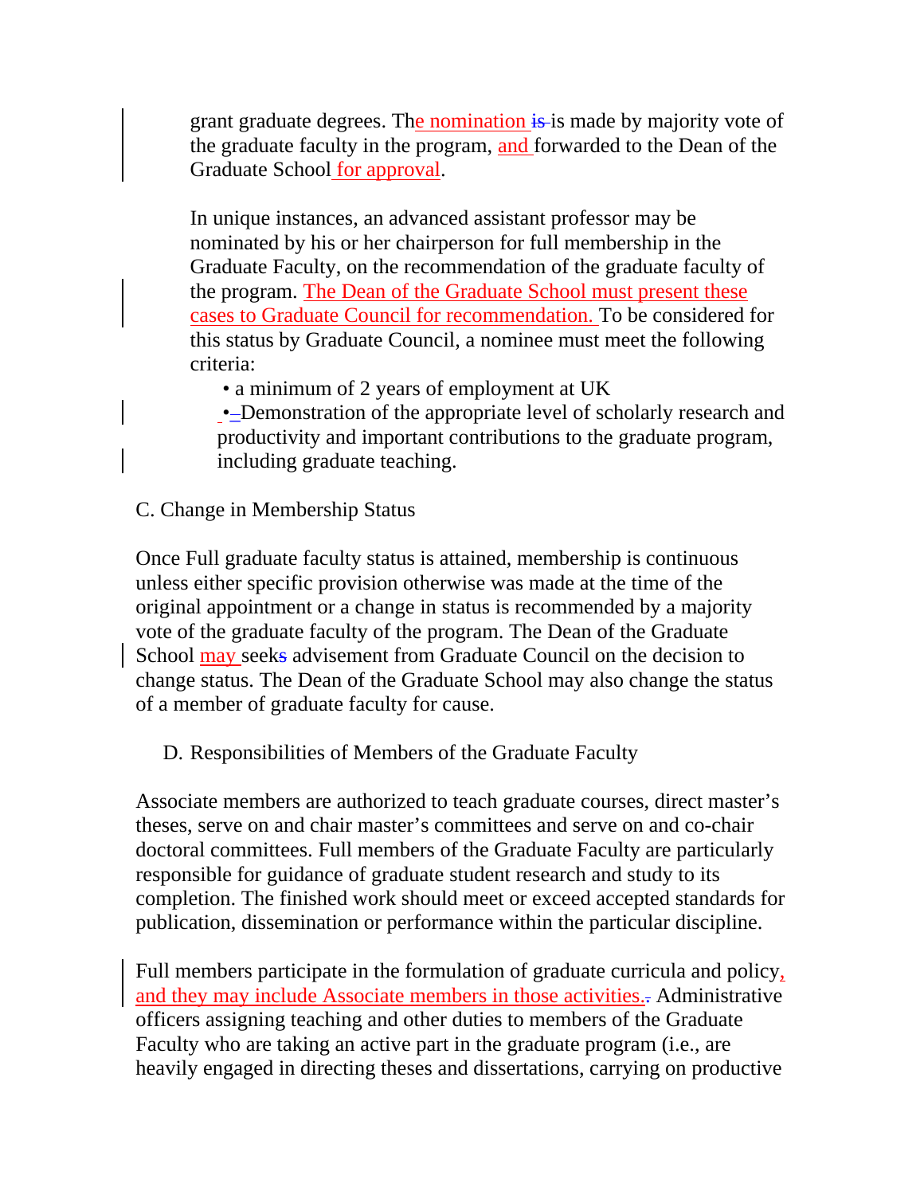grant graduate degrees. The nomination is is made by majority vote of the graduate faculty in the program, and forwarded to the Dean of the Graduate School for approval.

In unique instances, an advanced assistant professor may be nominated by his or her chairperson for full membership in the Graduate Faculty, on the recommendation of the graduate faculty of the program. The Dean of the Graduate School must present these cases to Graduate Council for recommendation. To be considered for this status by Graduate Council, a nominee must meet the following criteria:

- a minimum of 2 years of employment at UK
- Demonstration of the appropriate level of scholarly research and productivity and important contributions to the graduate program, including graduate teaching.

C. Change in Membership Status

Once Full graduate faculty status is attained, membership is continuous unless either specific provision otherwise was made at the time of the original appointment or a change in status is recommended by a majority vote of the graduate faculty of the program. The Dean of the Graduate School may seeks advisement from Graduate Council on the decision to change status. The Dean of the Graduate School may also change the status of a member of graduate faculty for cause.

D. Responsibilities of Members of the Graduate Faculty

Associate members are authorized to teach graduate courses, direct master's theses, serve on and chair master's committees and serve on and co-chair doctoral committees. Full members of the Graduate Faculty are particularly responsible for guidance of graduate student research and study to its completion. The finished work should meet or exceed accepted standards for publication, dissemination or performance within the particular discipline.

Full members participate in the formulation of graduate curricula and policy, and they may include Associate members in those activities.. Administrative officers assigning teaching and other duties to members of the Graduate Faculty who are taking an active part in the graduate program (i.e., are heavily engaged in directing theses and dissertations, carrying on productive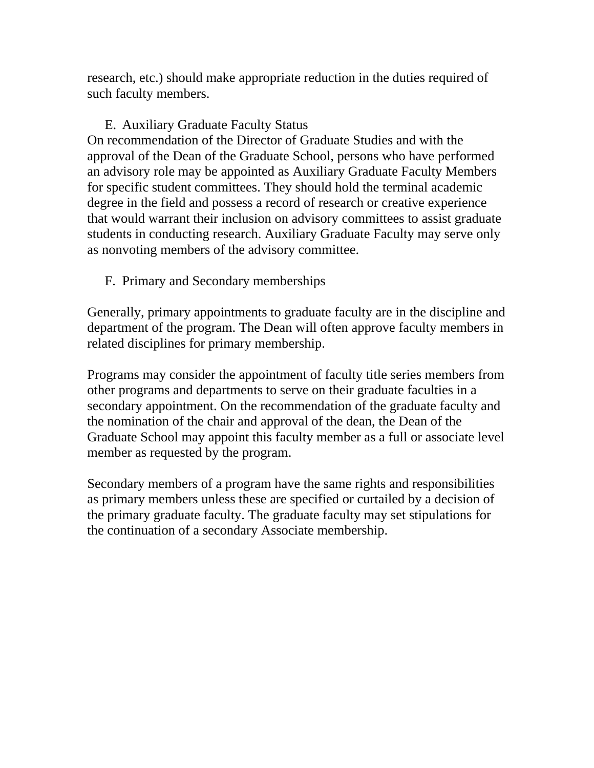research, etc.) should make appropriate reduction in the duties required of such faculty members.

E. Auxiliary Graduate Faculty Status

On recommendation of the Director of Graduate Studies and with the approval of the Dean of the Graduate School, persons who have performed an advisory role may be appointed as Auxiliary Graduate Faculty Members for specific student committees. They should hold the terminal academic degree in the field and possess a record of research or creative experience that would warrant their inclusion on advisory committees to assist graduate students in conducting research. Auxiliary Graduate Faculty may serve only as nonvoting members of the advisory committee.

F. Primary and Secondary memberships

Generally, primary appointments to graduate faculty are in the discipline and department of the program. The Dean will often approve faculty members in related disciplines for primary membership.

Programs may consider the appointment of faculty title series members from other programs and departments to serve on their graduate faculties in a secondary appointment. On the recommendation of the graduate faculty and the nomination of the chair and approval of the dean, the Dean of the Graduate School may appoint this faculty member as a full or associate level member as requested by the program.

Secondary members of a program have the same rights and responsibilities as primary members unless these are specified or curtailed by a decision of the primary graduate faculty. The graduate faculty may set stipulations for the continuation of a secondary Associate membership.